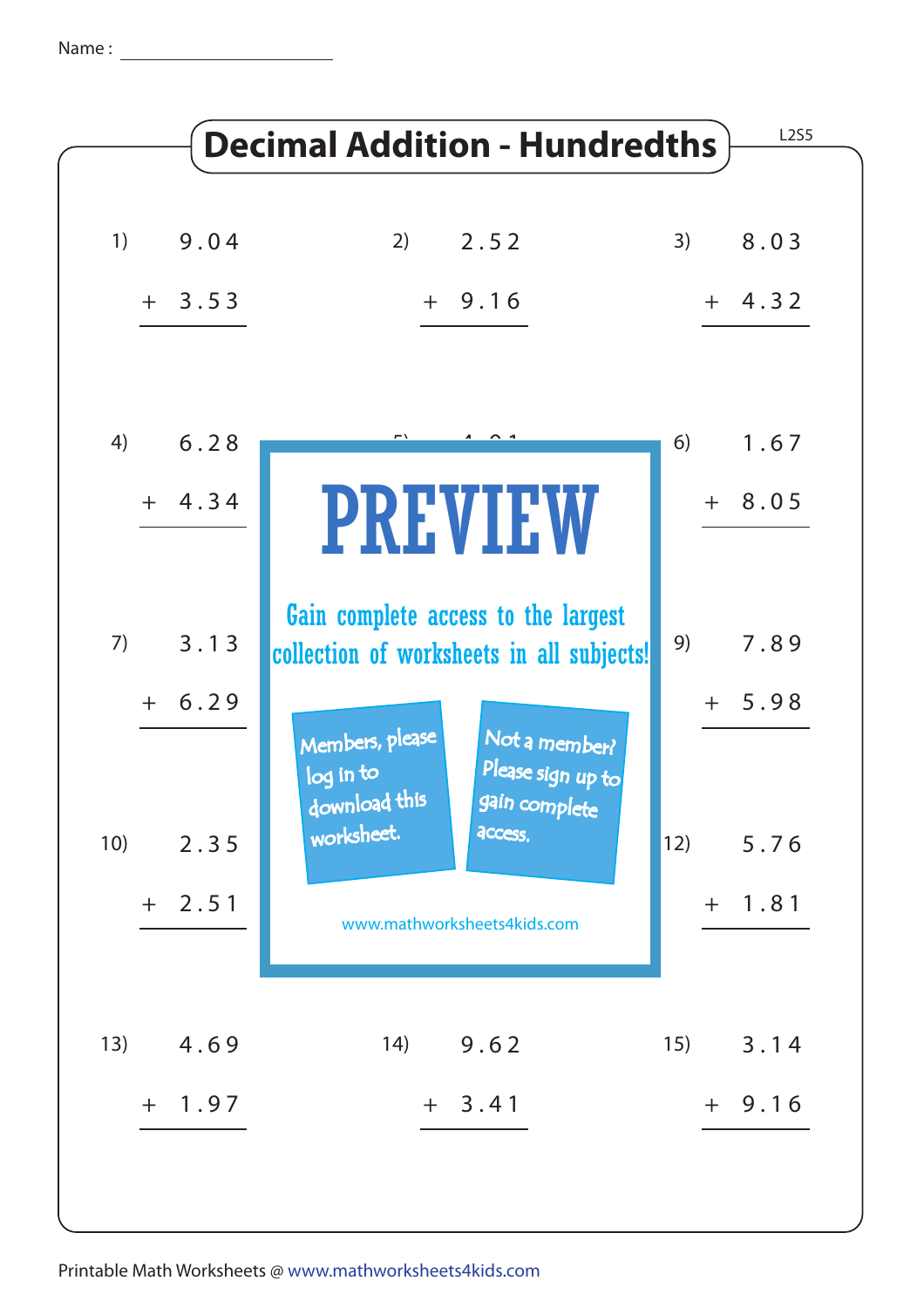Name : ____________________

# Decimal Addition - Hundredths

L2S5

1) 9.04 + 3.53

2) 2.52 + 9.16

3) 8.03 + 4.32

4) 6.28 + 4.34

5) 

6) 1.67 + 8.05

7) 3.13 + 6.29

9) 7.89 + 5.98

10) 2.35 + 2.51

12) 5.76 + 1.81

13) 4.69 + 1.97

14) 9.62 + 3.41

15) 3.14 + 9.16

PREVIEW

Gain complete access to the largest collection of worksheets in all subjects!

Members, please log in to download this worksheet.

Not a member? Please sign up to gain complete access.

www.mathworksheets4kids.com

Printable Math Worksheets @ www.mathworksheets4kids.com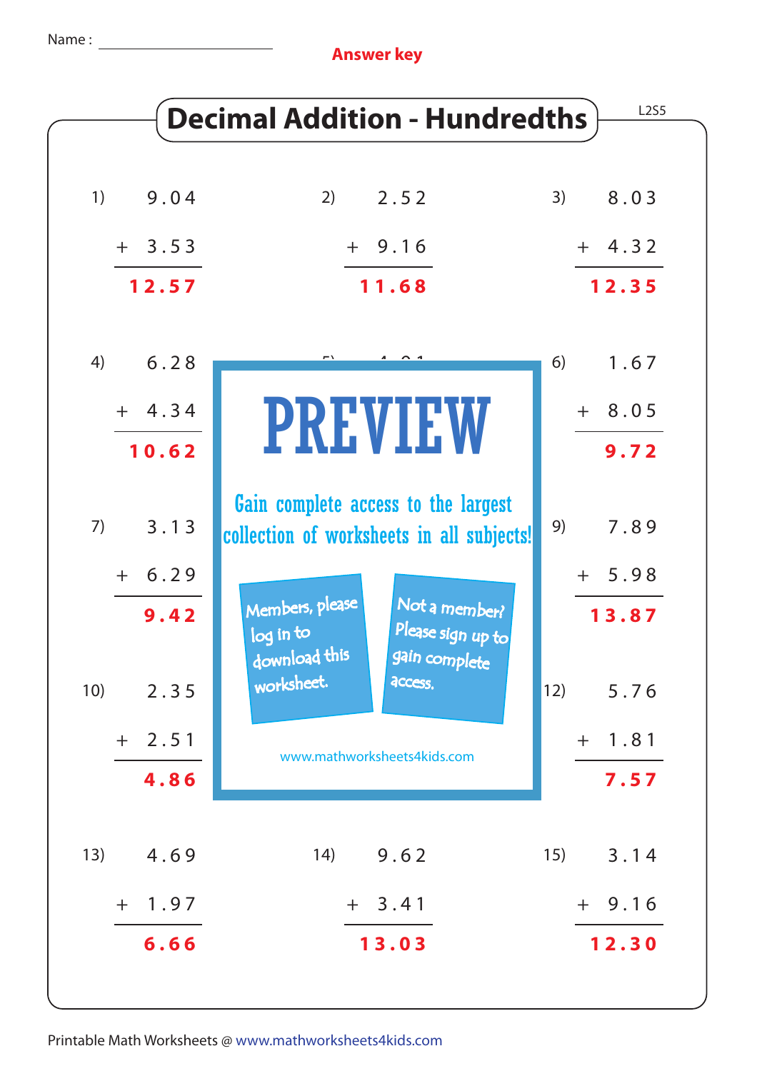Name : ____________________

**Answer key**

# Decimal Addition - Hundredths

L2S5

1) $9.04 + 3.53 = $ **12.57**

2) $2.52 + 9.16 = $ **11.68**

3) $8.03 + 4.32 = $ **12.35**

4) $6.28 + 4.34 = $ **10.62**

5) 4.01 ...

6) $1.67 + 8.05 = $ **9.72**

7) $3.13 + 6.29 = $ **9.42**

9) $7.89 + 5.98 = $ **13.87**

10) $2.35 + 2.51 = $ **4.86**

12) $5.76 + 1.81 = $ **7.57**

13) $4.69 + 1.97 = $ **6.66**

14) $9.62 + 3.41 = $ **13.03**

15) $3.14 + 9.16 = $ **12.30**

PREVIEW

Gain complete access to the largest collection of worksheets in all subjects!

Members, please log in to download this worksheet.

Not a member? Please sign up to gain complete access.

www.mathworksheets4kids.com

Printable Math Worksheets @ www.mathworksheets4kids.com